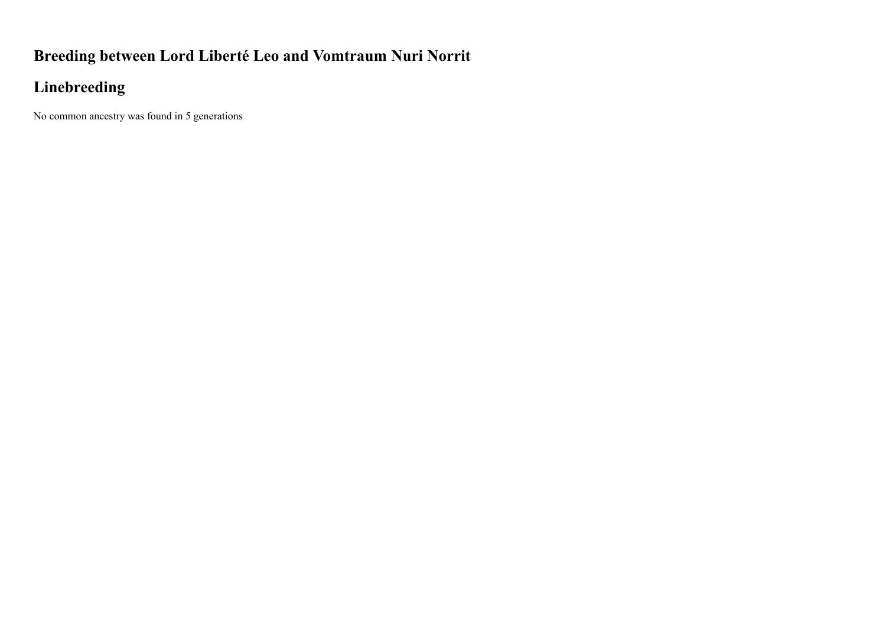## Breeding between Lord Liberté Leo and Vomtraum Nuri Norrit

## Linebreeding

No common ancestry was found in 5 generations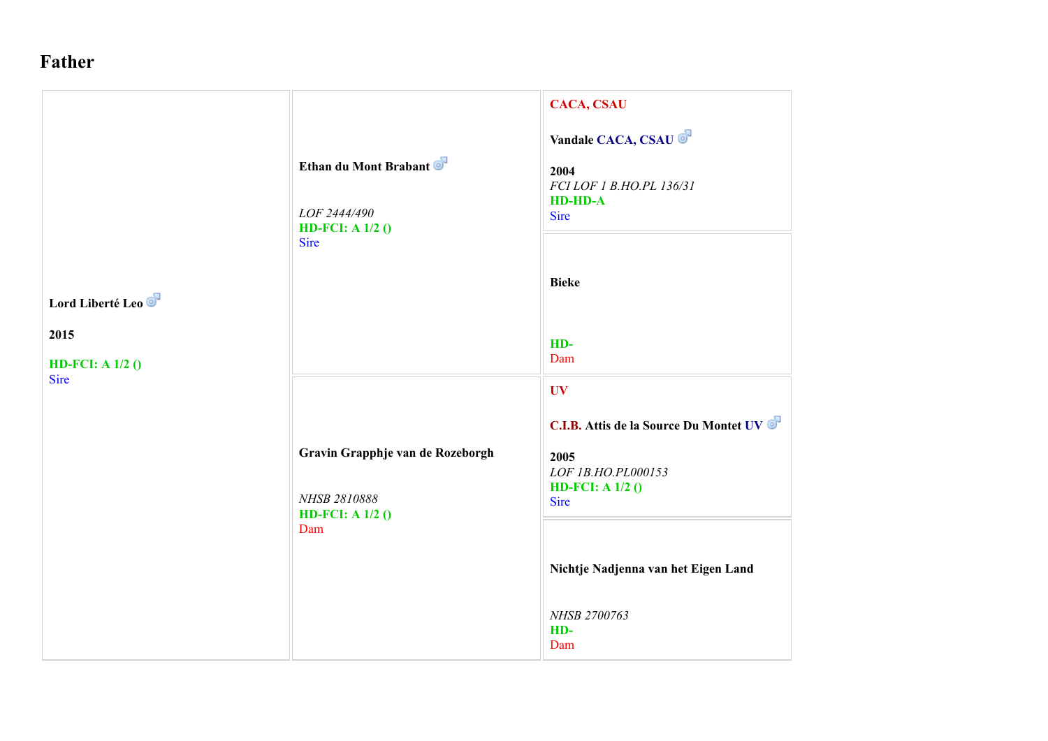# Father

| | | |
|---|---|---|
| **Lord Liberté Leo** ♂<br><br>**2015**<br><br>**HD-FCI: A 1/2 ()**<br>Sire | **Ethan du Mont Brabant** ♂<br><br>*LOF 2444/490*<br>**HD-FCI: A 1/2 ()**<br>Sire | **CACA, CSAU**<br><br>**Vandale CACA, CSAU** ♂<br><br>**2004**<br>*FCI LOF 1 B.HO.PL 136/31*<br>**HD-HD-A**<br>Sire |
| | | **Bieke**<br><br>**HD-**<br>Dam |
| | **Gravin Grapphje van de Rozeborgh**<br><br>*NHSB 2810888*<br>**HD-FCI: A 1/2 ()**<br>Dam | **UV**<br><br>**C.I.B. Attis de la Source Du Montet UV** ♂<br><br>**2005**<br>*LOF 1B.HO.PL000153*<br>**HD-FCI: A 1/2 ()**<br>Sire |
| | | **Nichtje Nadjenna van het Eigen Land**<br><br>*NHSB 2700763*<br>**HD-**<br>Dam |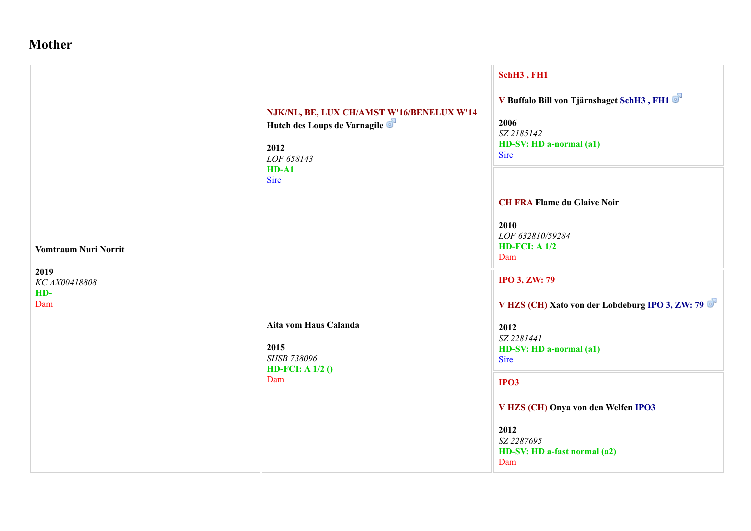## Mother

| | | |
|---|---|---|
| **Vomtraum Nuri Norrit**<br><br>**2019**<br>*KC AX00418808*<br>**HD-**<br>Dam | **NJK/NL, BE, LUX CH/AMST W'16/BENELUX W'14**<br>**Hutch des Loups de Varnagile** ♂<br><br>**2012**<br>*LOF 658143*<br>**HD-A1**<br>Sire | **SchH3 , FH1**<br><br>**V Buffalo Bill von Tjärnshaget SchH3 , FH1** ♂<br><br>**2006**<br>*SZ 2185142*<br>**HD-SV: HD a-normal (a1)**<br>Sire |
| | | **CH FRA Flame du Glaive Noir**<br><br>**2010**<br>*LOF 632810/59284*<br>**HD-FCI: A 1/2**<br>Dam |
| | **Aita vom Haus Calanda**<br><br>**2015**<br>*SHSB 738096*<br>**HD-FCI: A 1/2 ()**<br>Dam | **IPO 3, ZW: 79**<br><br>**V HZS (CH) Xato von der Lobdeburg IPO 3, ZW: 79** ♂<br><br>**2012**<br>*SZ 2281441*<br>**HD-SV: HD a-normal (a1)**<br>Sire |
| | | **IPO3**<br><br>**V HZS (CH) Onya von den Welfen IPO3**<br><br>**2012**<br>*SZ 2287695*<br>**HD-SV: HD a-fast normal (a2)**<br>Dam |